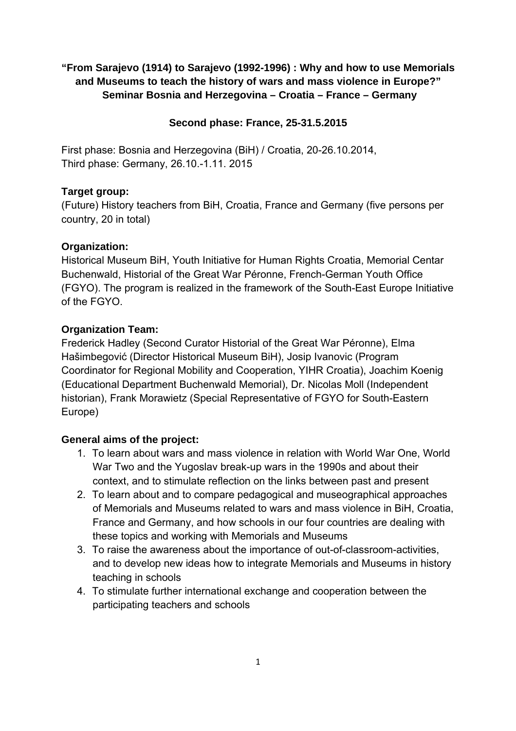**“From Sarajevo (1914) to Sarajevo (1992-1996) : Why and how to use Memorials and Museums to teach the history of wars and mass violence in Europe?”**
**Seminar Bosnia and Herzegovina – Croatia – France – Germany**

**Second phase: France, 25-31.5.2015**

First phase: Bosnia and Herzegovina (BiH) / Croatia, 20-26.10.2014,
Third phase: Germany, 26.10.-1.11. 2015

**Target group:**
(Future) History teachers from BiH, Croatia, France and Germany (five persons per country, 20 in total)

**Organization:**
Historical Museum BiH, Youth Initiative for Human Rights Croatia, Memorial Centar Buchenwald, Historial of the Great War Péronne, French-German Youth Office (FGYO). The program is realized in the framework of the South-East Europe Initiative of the FGYO.

**Organization Team:**
Frederick Hadley (Second Curator Historial of the Great War Péronne), Elma Hašimbegović (Director Historical Museum BiH), Josip Ivanovic (Program Coordinator for Regional Mobility and Cooperation, YIHR Croatia), Joachim Koenig (Educational Department Buchenwald Memorial), Dr. Nicolas Moll (Independent historian), Frank Morawietz (Special Representative of FGYO for South-Eastern Europe)

**General aims of the project:**

1. To learn about wars and mass violence in relation with World War One, World War Two and the Yugoslav break-up wars in the 1990s and about their context, and to stimulate reflection on the links between past and present
2. To learn about and to compare pedagogical and museographical approaches of Memorials and Museums related to wars and mass violence in BiH, Croatia, France and Germany, and how schools in our four countries are dealing with these topics and working with Memorials and Museums
3. To raise the awareness about the importance of out-of-classroom-activities, and to develop new ideas how to integrate Memorials and Museums in history teaching in schools
4. To stimulate further international exchange and cooperation between the participating teachers and schools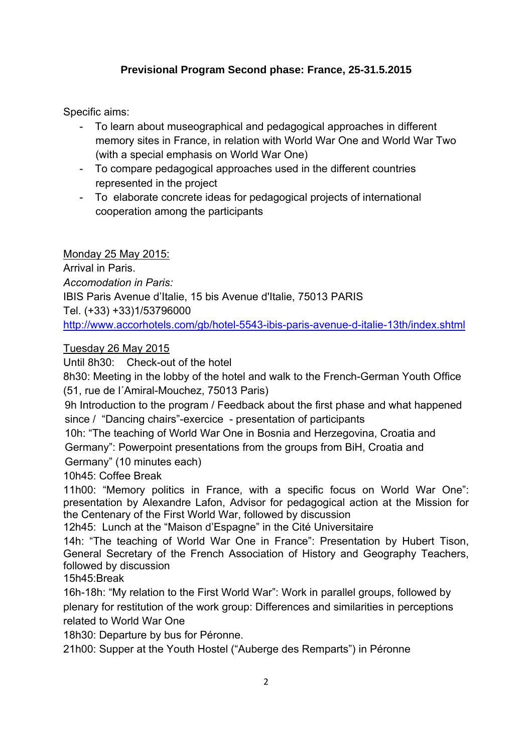**Previsional Program Second phase: France, 25-31.5.2015**

Specific aims:

- To learn about museographical and pedagogical approaches in different memory sites in France, in relation with World War One and World War Two (with a special emphasis on World War One)
- To compare pedagogical approaches used in the different countries represented in the project
- To elaborate concrete ideas for pedagogical projects of international cooperation among the participants

Monday 25 May 2015:

Arrival in Paris.

*Accomodation in Paris:*

IBIS Paris Avenue d'Italie, 15 bis Avenue d'Italie, 75013 PARIS

Tel. (+33) +33)1/53796000

http://www.accorhotels.com/gb/hotel-5543-ibis-paris-avenue-d-italie-13th/index.shtml

Tuesday 26 May 2015

Until 8h30: Check-out of the hotel

8h30: Meeting in the lobby of the hotel and walk to the French-German Youth Office (51, rue de l´Amiral-Mouchez, 75013 Paris)

9h Introduction to the program / Feedback about the first phase and what happened since / "Dancing chairs"-exercice - presentation of participants

10h: "The teaching of World War One in Bosnia and Herzegovina, Croatia and Germany": Powerpoint presentations from the groups from BiH, Croatia and Germany" (10 minutes each)

10h45: Coffee Break

11h00: "Memory politics in France, with a specific focus on World War One": presentation by Alexandre Lafon, Advisor for pedagogical action at the Mission for the Centenary of the First World War, followed by discussion

12h45: Lunch at the "Maison d'Espagne" in the Cité Universitaire

14h: "The teaching of World War One in France": Presentation by Hubert Tison, General Secretary of the French Association of History and Geography Teachers, followed by discussion

15h45:Break

16h-18h: "My relation to the First World War": Work in parallel groups, followed by plenary for restitution of the work group: Differences and similarities in perceptions related to World War One

18h30: Departure by bus for Péronne.

21h00: Supper at the Youth Hostel ("Auberge des Remparts") in Péronne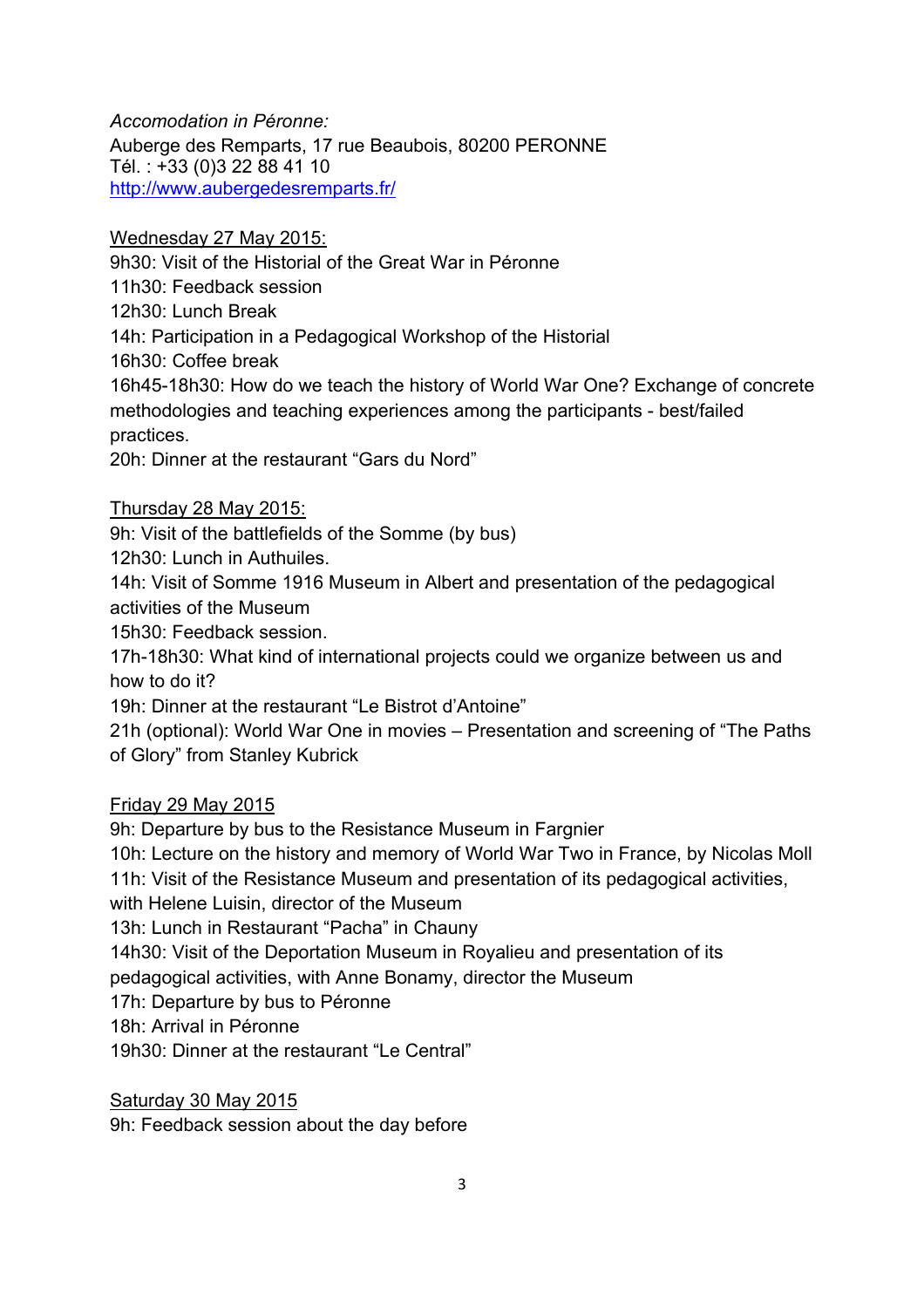*Accomodation in Péronne:*
Auberge des Remparts, 17 rue Beaubois, 80200 PERONNE
Tél. : +33 (0)3 22 88 41 10
[http://www.aubergedesremparts.fr/](http://www.aubergedesremparts.fr/)

<u>Wednesday 27 May 2015:</u>

9h30: Visit of the Historial of the Great War in Péronne
11h30: Feedback session
12h30: Lunch Break
14h: Participation in a Pedagogical Workshop of the Historial
16h30: Coffee break
16h45-18h30: How do we teach the history of World War One? Exchange of concrete methodologies and teaching experiences among the participants - best/failed practices.
20h: Dinner at the restaurant "Gars du Nord"

<u>Thursday 28 May 2015:</u>

9h: Visit of the battlefields of the Somme (by bus)
12h30: Lunch in Authuiles.
14h: Visit of Somme 1916 Museum in Albert and presentation of the pedagogical activities of the Museum
15h30: Feedback session.
17h-18h30: What kind of international projects could we organize between us and how to do it?
19h: Dinner at the restaurant "Le Bistrot d'Antoine"
21h (optional): World War One in movies – Presentation and screening of "The Paths of Glory" from Stanley Kubrick

<u>Friday 29 May 2015</u>

9h: Departure by bus to the Resistance Museum in Fargnier
10h: Lecture on the history and memory of World War Two in France, by Nicolas Moll
11h: Visit of the Resistance Museum and presentation of its pedagogical activities, with Helene Luisin, director of the Museum
13h: Lunch in Restaurant "Pacha" in Chauny
14h30: Visit of the Deportation Museum in Royalieu and presentation of its pedagogical activities, with Anne Bonamy, director the Museum
17h: Departure by bus to Péronne
18h: Arrival in Péronne
19h30: Dinner at the restaurant "Le Central"

<u>Saturday 30 May 2015</u>

9h: Feedback session about the day before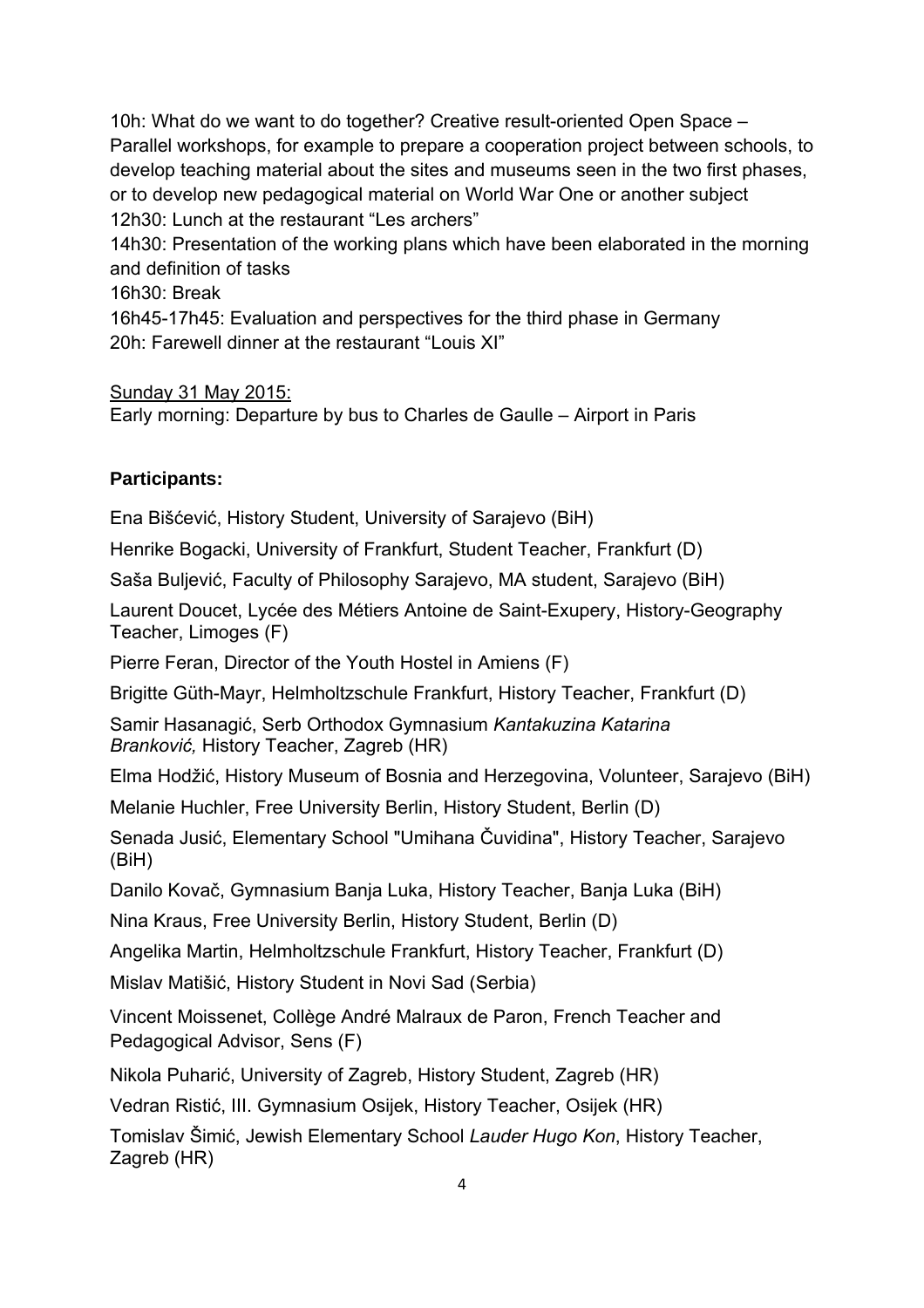10h: What do we want to do together? Creative result-oriented Open Space – Parallel workshops, for example to prepare a cooperation project between schools, to develop teaching material about the sites and museums seen in the two first phases, or to develop new pedagogical material on World War One or another subject
12h30: Lunch at the restaurant "Les archers"
14h30: Presentation of the working plans which have been elaborated in the morning and definition of tasks
16h30: Break
16h45-17h45: Evaluation and perspectives for the third phase in Germany
20h: Farewell dinner at the restaurant "Louis XI"

Sunday 31 May 2015:
Early morning: Departure by bus to Charles de Gaulle – Airport in Paris

**Participants:**

Ena Bišćević, History Student, University of Sarajevo (BiH)

Henrike Bogacki, University of Frankfurt, Student Teacher, Frankfurt (D)

Saša Buljević, Faculty of Philosophy Sarajevo, MA student, Sarajevo (BiH)

Laurent Doucet, Lycée des Métiers Antoine de Saint-Exupery, History-Geography Teacher, Limoges (F)

Pierre Feran, Director of the Youth Hostel in Amiens (F)

Brigitte Güth-Mayr, Helmholtzschule Frankfurt, History Teacher, Frankfurt (D)

Samir Hasanagić, Serb Orthodox Gymnasium *Kantakuzina Katarina Branković,* History Teacher, Zagreb (HR)

Elma Hodžić, History Museum of Bosnia and Herzegovina, Volunteer, Sarajevo (BiH)

Melanie Huchler, Free University Berlin, History Student, Berlin (D)

Senada Jusić, Elementary School "Umihana Čuvidina", History Teacher, Sarajevo (BiH)

Danilo Kovač, Gymnasium Banja Luka, History Teacher, Banja Luka (BiH)

Nina Kraus, Free University Berlin, History Student, Berlin (D)

Angelika Martin, Helmholtzschule Frankfurt, History Teacher, Frankfurt (D)

Mislav Matišić, History Student in Novi Sad (Serbia)

Vincent Moissenet, Collège André Malraux de Paron, French Teacher and Pedagogical Advisor, Sens (F)

Nikola Puharić, University of Zagreb, History Student, Zagreb (HR)

Vedran Ristić, III. Gymnasium Osijek, History Teacher, Osijek (HR)

Tomislav Šimić, Jewish Elementary School *Lauder Hugo Kon*, History Teacher, Zagreb (HR)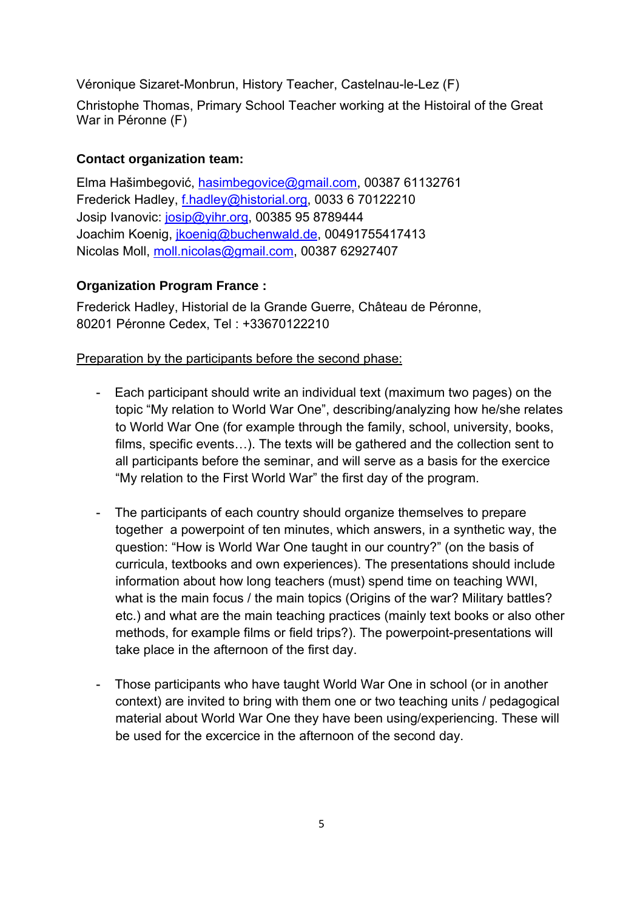Véronique Sizaret-Monbrun, History Teacher, Castelnau-le-Lez (F)

Christophe Thomas, Primary School Teacher working at the Histoiral of the Great War in Péronne (F)

**Contact organization team:**

Elma Hašimbegović, hasimbegovice@gmail.com, 00387 61132761
Frederick Hadley, f.hadley@historial.org, 0033 6 70122210
Josip Ivanovic: josip@yihr.org, 00385 95 8789444
Joachim Koenig, jkoenig@buchenwald.de, 00491755417413
Nicolas Moll, moll.nicolas@gmail.com, 00387 62927407

**Organization Program France :**

Frederick Hadley, Historial de la Grande Guerre, Château de Péronne, 80201 Péronne Cedex, Tel : +33670122210

Preparation by the participants before the second phase:

- Each participant should write an individual text (maximum two pages) on the topic "My relation to World War One", describing/analyzing how he/she relates to World War One (for example through the family, school, university, books, films, specific events…). The texts will be gathered and the collection sent to all participants before the seminar, and will serve as a basis for the exercice "My relation to the First World War" the first day of the program.

- The participants of each country should organize themselves to prepare together a powerpoint of ten minutes, which answers, in a synthetic way, the question: "How is World War One taught in our country?" (on the basis of curricula, textbooks and own experiences). The presentations should include information about how long teachers (must) spend time on teaching WWI, what is the main focus / the main topics (Origins of the war? Military battles? etc.) and what are the main teaching practices (mainly text books or also other methods, for example films or field trips?). The powerpoint-presentations will take place in the afternoon of the first day.

- Those participants who have taught World War One in school (or in another context) are invited to bring with them one or two teaching units / pedagogical material about World War One they have been using/experiencing. These will be used for the excercice in the afternoon of the second day.